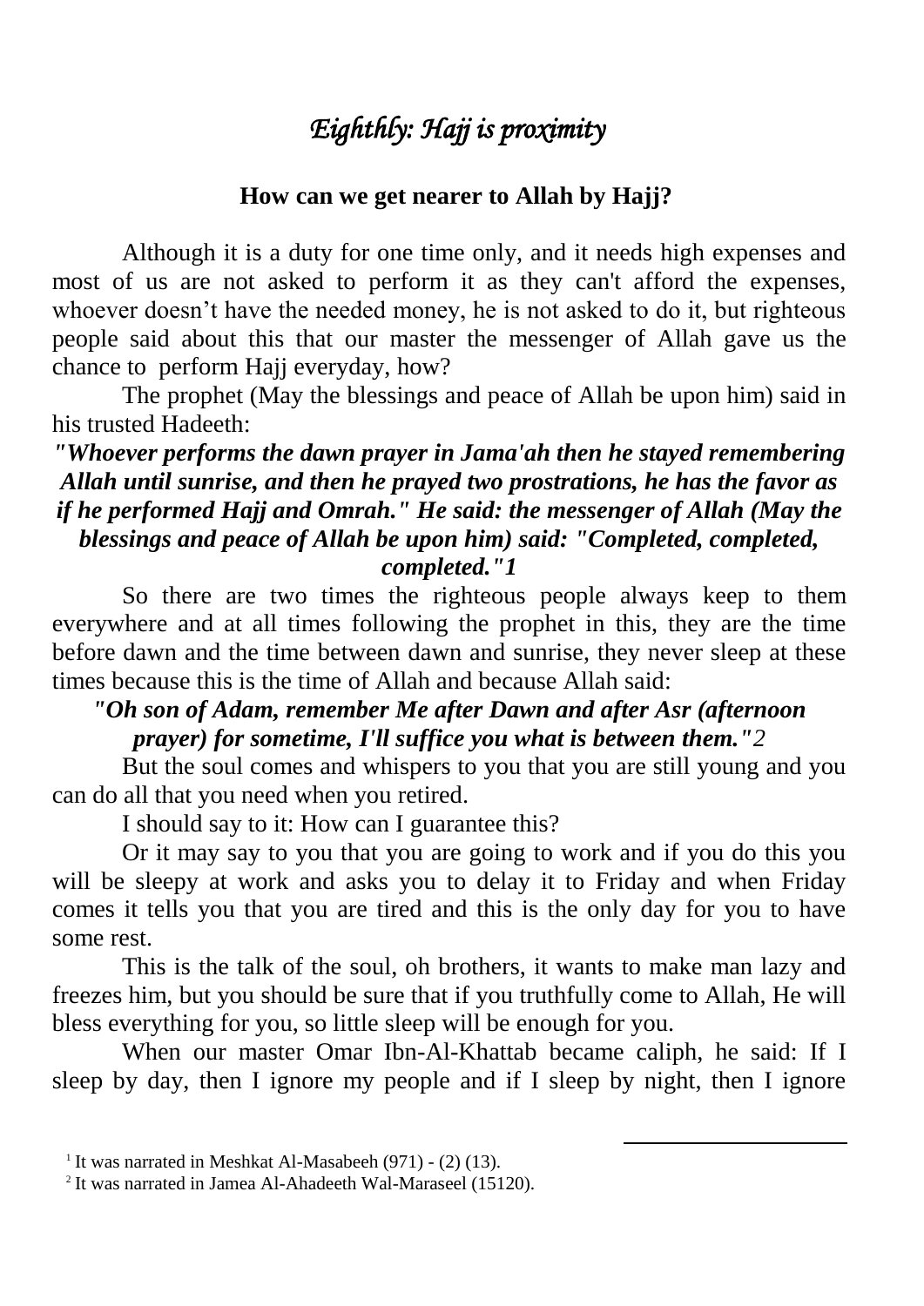# *Eighthly: Hajj is proximity*

**How can we get nearer to Allah by Hajj?**

Although it is a duty for one time only, and it needs high expenses and most of us are not asked to perform it as they can't afford the expenses, whoever doesn't have the needed money, he is not asked to do it, but righteous people said about this that our master the messenger of Allah gave us the chance to perform Hajj everyday, how?

The prophet (May the blessings and peace of Allah be upon him) said in his trusted Hadeeth:

***"Whoever performs the dawn prayer in Jama'ah then he stayed remembering Allah until sunrise, and then he prayed two prostrations, he has the favor as if he performed Hajj and Omrah." He said: the messenger of Allah (May the blessings and peace of Allah be upon him) said: "Completed, completed, completed."1***

So there are two times the righteous people always keep to them everywhere and at all times following the prophet in this, they are the time before dawn and the time between dawn and sunrise, they never sleep at these times because this is the time of Allah and because Allah said:

***"Oh son of Adam, remember Me after Dawn and after Asr (afternoon prayer) for sometime, I'll suffice you what is between them."2***

But the soul comes and whispers to you that you are still young and you can do all that you need when you retired.

I should say to it: How can I guarantee this?

Or it may say to you that you are going to work and if you do this you will be sleepy at work and asks you to delay it to Friday and when Friday comes it tells you that you are tired and this is the only day for you to have some rest.

This is the talk of the soul, oh brothers, it wants to make man lazy and freezes him, but you should be sure that if you truthfully come to Allah, He will bless everything for you, so little sleep will be enough for you.

When our master Omar Ibn-Al-Khattab became caliph, he said: If I sleep by day, then I ignore my people and if I sleep by night, then I ignore

---

[1] It was narrated in Meshkat Al-Masabeeh (971) - (2) (13).

[2] It was narrated in Jamea Al-Ahadeeth Wal-Maraseel (15120).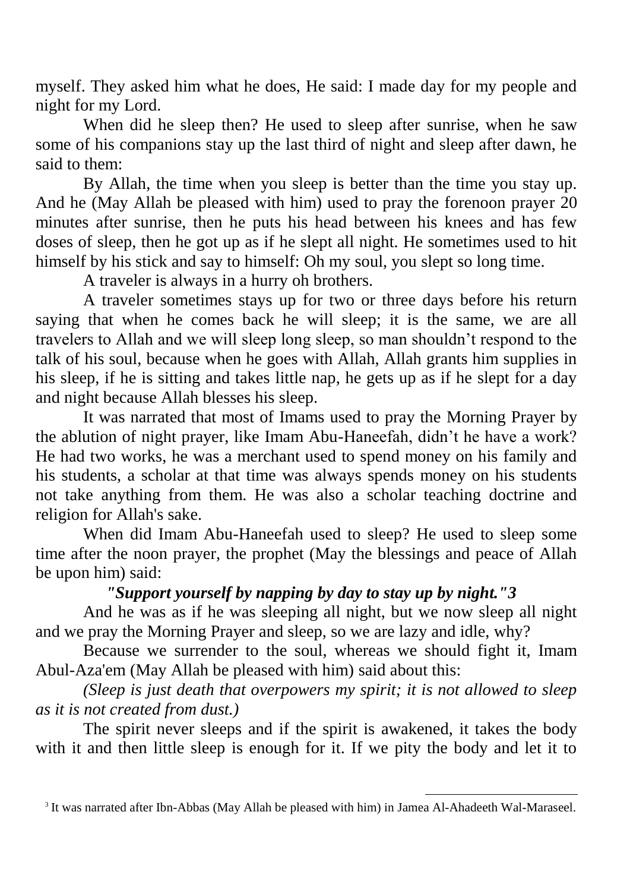myself. They asked him what he does, He said: I made day for my people and night for my Lord.

When did he sleep then? He used to sleep after sunrise, when he saw some of his companions stay up the last third of night and sleep after dawn, he said to them:

By Allah, the time when you sleep is better than the time you stay up. And he (May Allah be pleased with him) used to pray the forenoon prayer 20 minutes after sunrise, then he puts his head between his knees and has few doses of sleep, then he got up as if he slept all night. He sometimes used to hit himself by his stick and say to himself: Oh my soul, you slept so long time.

A traveler is always in a hurry oh brothers.

A traveler sometimes stays up for two or three days before his return saying that when he comes back he will sleep; it is the same, we are all travelers to Allah and we will sleep long sleep, so man shouldn't respond to the talk of his soul, because when he goes with Allah, Allah grants him supplies in his sleep, if he is sitting and takes little nap, he gets up as if he slept for a day and night because Allah blesses his sleep.

It was narrated that most of Imams used to pray the Morning Prayer by the ablution of night prayer, like Imam Abu-Haneefah, didn't he have a work? He had two works, he was a merchant used to spend money on his family and his students, a scholar at that time was always spends money on his students not take anything from them. He was also a scholar teaching doctrine and religion for Allah's sake.

When did Imam Abu-Haneefah used to sleep? He used to sleep some time after the noon prayer, the prophet (May the blessings and peace of Allah be upon him) said:

***"Support yourself by napping by day to stay up by night."3***

And he was as if he was sleeping all night, but we now sleep all night and we pray the Morning Prayer and sleep, so we are lazy and idle, why?

Because we surrender to the soul, whereas we should fight it, Imam Abul-Aza'em (May Allah be pleased with him) said about this:

*(Sleep is just death that overpowers my spirit; it is not allowed to sleep as it is not created from dust.)*

The spirit never sleeps and if the spirit is awakened, it takes the body with it and then little sleep is enough for it. If we pity the body and let it to

---

3 It was narrated after Ibn-Abbas (May Allah be pleased with him) in Jamea Al-Ahadeeth Wal-Maraseel.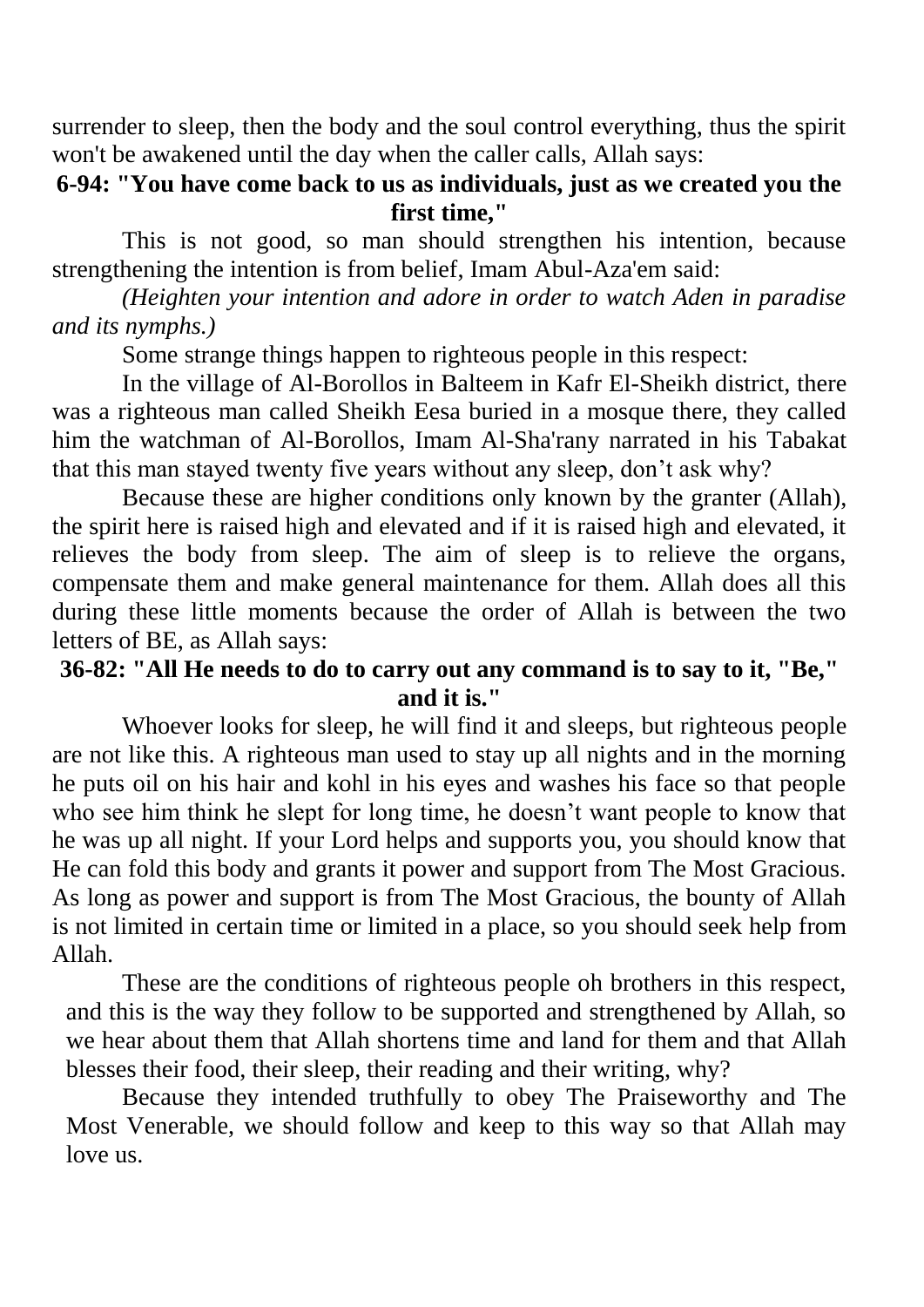surrender to sleep, then the body and the soul control everything, thus the spirit won't be awakened until the day when the caller calls, Allah says:

**6-94: "You have come back to us as individuals, just as we created you the first time,"**

This is not good, so man should strengthen his intention, because strengthening the intention is from belief, Imam Abul-Aza'em said:

*(Heighten your intention and adore in order to watch Aden in paradise and its nymphs.)*

Some strange things happen to righteous people in this respect:

In the village of Al-Borollos in Balteem in Kafr El-Sheikh district, there was a righteous man called Sheikh Eesa buried in a mosque there, they called him the watchman of Al-Borollos, Imam Al-Sha'rany narrated in his Tabakat that this man stayed twenty five years without any sleep, don't ask why?

Because these are higher conditions only known by the granter (Allah), the spirit here is raised high and elevated and if it is raised high and elevated, it relieves the body from sleep. The aim of sleep is to relieve the organs, compensate them and make general maintenance for them. Allah does all this during these little moments because the order of Allah is between the two letters of BE, as Allah says:

**36-82: "All He needs to do to carry out any command is to say to it, "Be," and it is."**

Whoever looks for sleep, he will find it and sleeps, but righteous people are not like this. A righteous man used to stay up all nights and in the morning he puts oil on his hair and kohl in his eyes and washes his face so that people who see him think he slept for long time, he doesn't want people to know that he was up all night. If your Lord helps and supports you, you should know that He can fold this body and grants it power and support from The Most Gracious. As long as power and support is from The Most Gracious, the bounty of Allah is not limited in certain time or limited in a place, so you should seek help from Allah.

These are the conditions of righteous people oh brothers in this respect, and this is the way they follow to be supported and strengthened by Allah, so we hear about them that Allah shortens time and land for them and that Allah blesses their food, their sleep, their reading and their writing, why?

Because they intended truthfully to obey The Praiseworthy and The Most Venerable, we should follow and keep to this way so that Allah may love us.